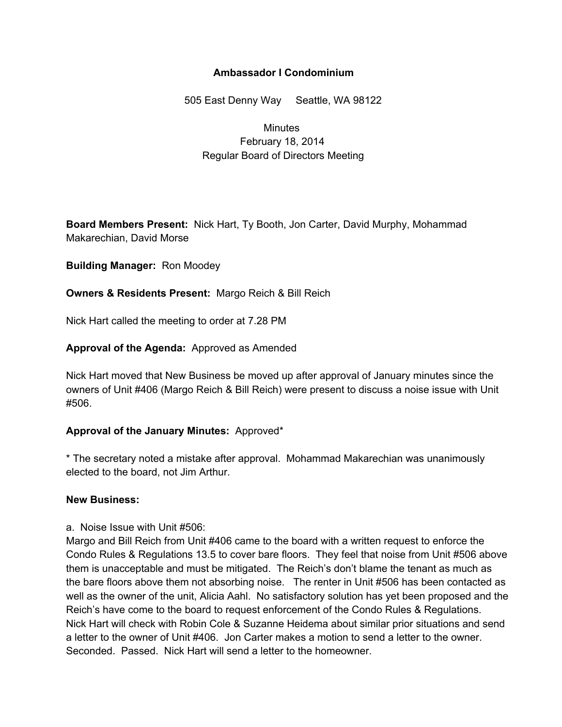**Ambassador I Condominium**

505 East Denny Way     Seattle, WA 98122

Minutes
February 18, 2014
Regular Board of Directors Meeting

**Board Members Present:** Nick Hart, Ty Booth, Jon Carter, David Murphy, Mohammad Makarechian, David Morse

**Building Manager:** Ron Moodey

**Owners & Residents Present:** Margo Reich & Bill Reich

Nick Hart called the meeting to order at 7.28 PM

**Approval of the Agenda:** Approved as Amended

Nick Hart moved that New Business be moved up after approval of January minutes since the owners of Unit #406 (Margo Reich & Bill Reich) were present to discuss a noise issue with Unit #506.

**Approval of the January Minutes:** Approved*

* The secretary noted a mistake after approval. Mohammad Makarechian was unanimously elected to the board, not Jim Arthur.

**New Business:**

a. Noise Issue with Unit #506:
Margo and Bill Reich from Unit #406 came to the board with a written request to enforce the Condo Rules & Regulations 13.5 to cover bare floors. They feel that noise from Unit #506 above them is unacceptable and must be mitigated. The Reich's don't blame the tenant as much as the bare floors above them not absorbing noise. The renter in Unit #506 has been contacted as well as the owner of the unit, Alicia Aahl. No satisfactory solution has yet been proposed and the Reich's have come to the board to request enforcement of the Condo Rules & Regulations. Nick Hart will check with Robin Cole & Suzanne Heidema about similar prior situations and send a letter to the owner of Unit #406. Jon Carter makes a motion to send a letter to the owner. Seconded. Passed. Nick Hart will send a letter to the homeowner.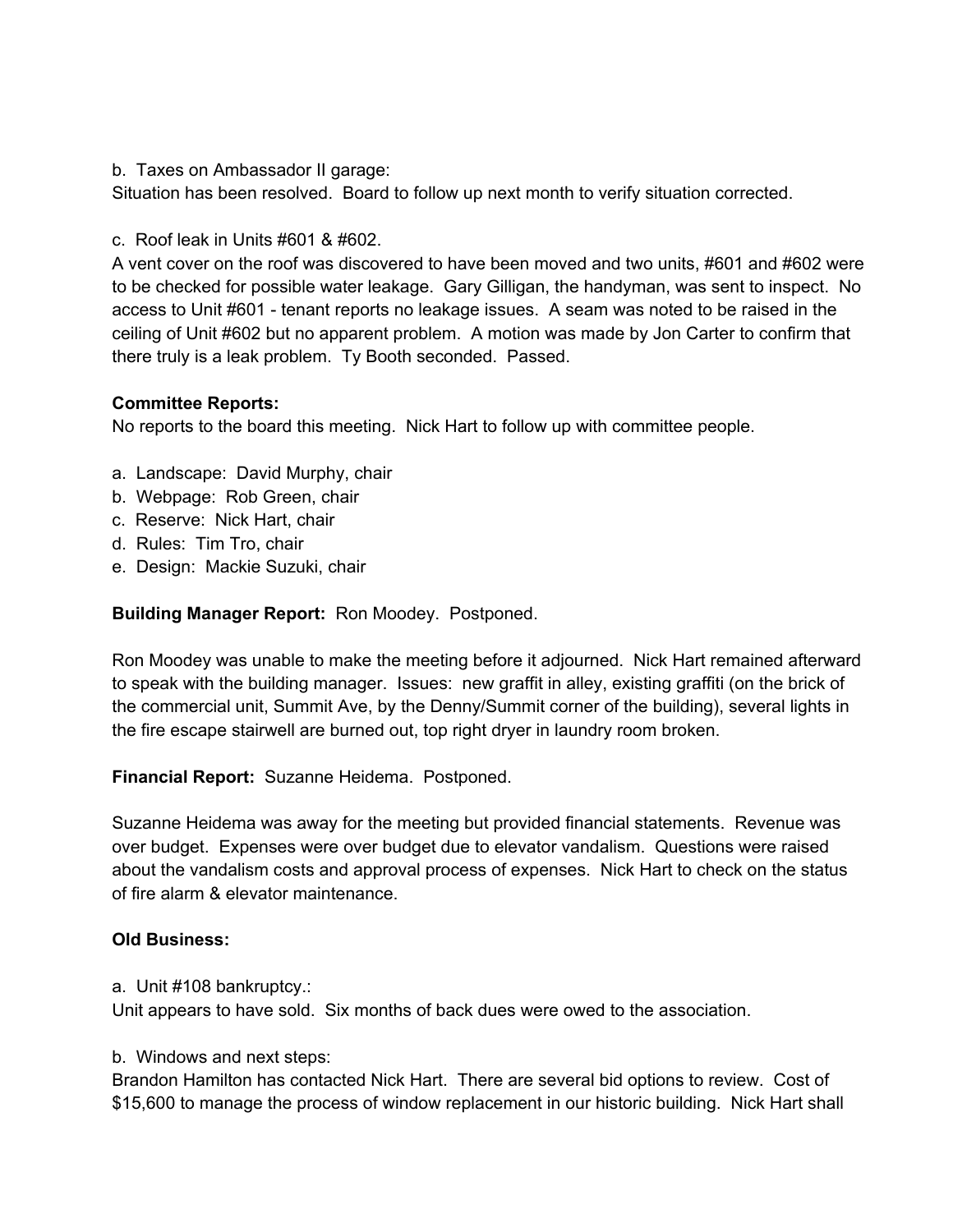b.  Taxes on Ambassador II garage:
Situation has been resolved.  Board to follow up next month to verify situation corrected.

c.  Roof leak in Units #601 & #602.
A vent cover on the roof was discovered to have been moved and two units, #601 and #602 were to be checked for possible water leakage.  Gary Gilligan, the handyman, was sent to inspect.  No access to Unit #601 - tenant reports no leakage issues.  A seam was noted to be raised in the ceiling of Unit #602 but no apparent problem.  A motion was made by Jon Carter to confirm that there truly is a leak problem.  Ty Booth seconded.  Passed.

**Committee Reports:**
No reports to the board this meeting.  Nick Hart to follow up with committee people.

a.  Landscape:  David Murphy, chair
b.  Webpage:  Rob Green, chair
c.  Reserve:  Nick Hart, chair
d.  Rules:  Tim Tro, chair
e.  Design:  Mackie Suzuki, chair

**Building Manager Report:**  Ron Moodey.  Postponed.

Ron Moodey was unable to make the meeting before it adjourned.  Nick Hart remained afterward to speak with the building manager.  Issues:  new graffit in alley, existing graffiti (on the brick of the commercial unit, Summit Ave, by the Denny/Summit corner of the building), several lights in the fire escape stairwell are burned out, top right dryer in laundry room broken.

**Financial Report:**  Suzanne Heidema.  Postponed.

Suzanne Heidema was away for the meeting but provided financial statements.  Revenue was over budget.  Expenses were over budget due to elevator vandalism.  Questions were raised about the vandalism costs and approval process of expenses.  Nick Hart to check on the status of fire alarm & elevator maintenance.

**Old Business:**

a.  Unit #108 bankruptcy.:
Unit appears to have sold.  Six months of back dues were owed to the association.

b.  Windows and next steps:
Brandon Hamilton has contacted Nick Hart.  There are several bid options to review.  Cost of $15,600 to manage the process of window replacement in our historic building.  Nick Hart shall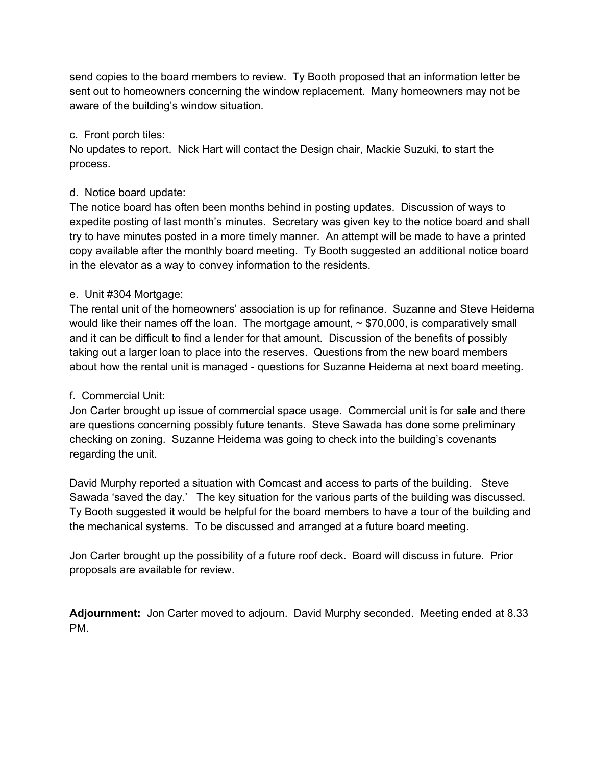send copies to the board members to review. Ty Booth proposed that an information letter be sent out to homeowners concerning the window replacement. Many homeowners may not be aware of the building's window situation.

c. Front porch tiles:
No updates to report. Nick Hart will contact the Design chair, Mackie Suzuki, to start the process.

d. Notice board update:
The notice board has often been months behind in posting updates. Discussion of ways to expedite posting of last month's minutes. Secretary was given key to the notice board and shall try to have minutes posted in a more timely manner. An attempt will be made to have a printed copy available after the monthly board meeting. Ty Booth suggested an additional notice board in the elevator as a way to convey information to the residents.

e. Unit #304 Mortgage:
The rental unit of the homeowners' association is up for refinance. Suzanne and Steve Heidema would like their names off the loan. The mortgage amount, ~ $70,000, is comparatively small and it can be difficult to find a lender for that amount. Discussion of the benefits of possibly taking out a larger loan to place into the reserves. Questions from the new board members about how the rental unit is managed - questions for Suzanne Heidema at next board meeting.

f. Commercial Unit:
Jon Carter brought up issue of commercial space usage. Commercial unit is for sale and there are questions concerning possibly future tenants. Steve Sawada has done some preliminary checking on zoning. Suzanne Heidema was going to check into the building's covenants regarding the unit.

David Murphy reported a situation with Comcast and access to parts of the building. Steve Sawada 'saved the day.' The key situation for the various parts of the building was discussed. Ty Booth suggested it would be helpful for the board members to have a tour of the building and the mechanical systems. To be discussed and arranged at a future board meeting.

Jon Carter brought up the possibility of a future roof deck. Board will discuss in future. Prior proposals are available for review.

**Adjournment:** Jon Carter moved to adjourn. David Murphy seconded. Meeting ended at 8.33 PM.